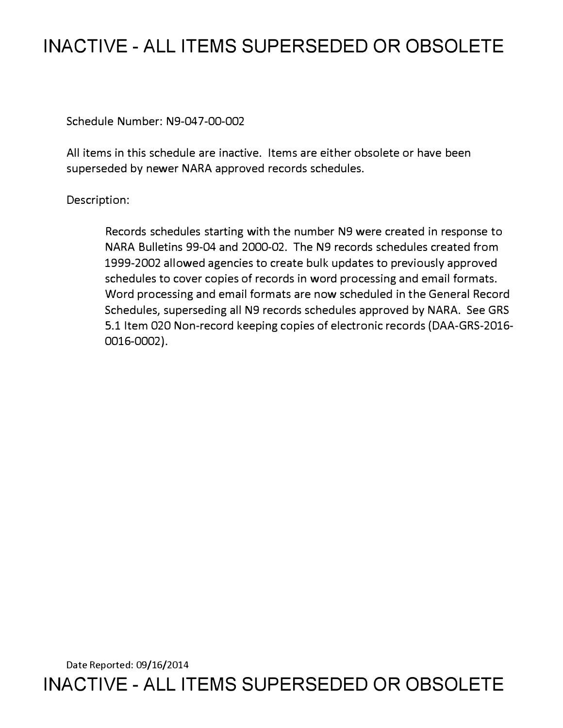# INACTIVE - ALL ITEMS SUPERSEDED OR OBSOLETE

Schedule Number: N9-047-00-002

All items in this schedule are inactive. Items are either obsolete or have been superseded by newer NARA approved records schedules.

Description:

> Records schedules starting with the number N9 were created in response to NARA Bulletins 99-04 and 2000-02. The N9 records schedules created from 1999-2002 allowed agencies to create bulk updates to previously approved schedules to cover copies of records in word processing and email formats. Word processing and email formats are now scheduled in the General Record Schedules, superseding all N9 records schedules approved by NARA. See GRS 5.1 Item 020 Non-record keeping copies of electronic records (DAA-GRS-2016-0016-0002).

Date Reported: 09/16/2014

# INACTIVE - ALL ITEMS SUPERSEDED OR OBSOLETE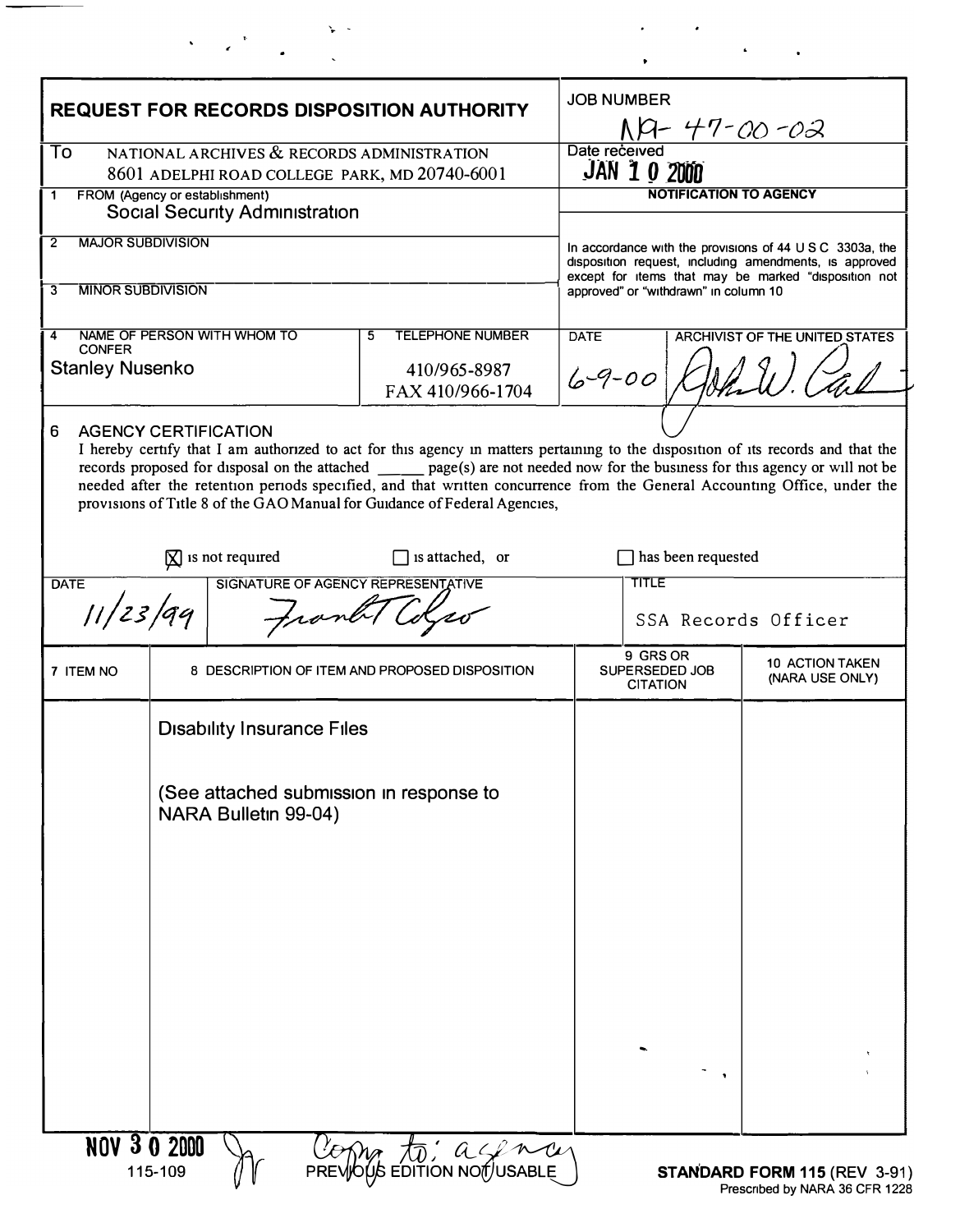# REQUEST FOR RECORDS DISPOSITION AUTHORITY

| | |
|---|---|
| **JOB NUMBER** | N1-47-00-02 |
| **To** NATIONAL ARCHIVES & RECORDS ADMINISTRATION 8601 ADELPHI ROAD COLLEGE PARK, MD 20740-6001 | **Date received** JAN 10 2000 |

**1 FROM (Agency or establishment)**
Social Security Administration

**2 MAJOR SUBDIVISION**

**3 MINOR SUBDIVISION**

**NOTIFICATION TO AGENCY**

In accordance with the provisions of 44 U S C 3303a, the disposition request, including amendments, is approved except for items that may be marked "disposition not approved" or "withdrawn" in column 10

| 4 NAME OF PERSON WITH WHOM TO CONFER | 5 TELEPHONE NUMBER | DATE | ARCHIVIST OF THE UNITED STATES |
|---|---|---|---|
| Stanley Nusenko | 410/965-8987 FAX 410/966-1704 | 6-9-00 | John W. Carlin |

**6 AGENCY CERTIFICATION**

I hereby certify that I am authorized to act for this agency in matters pertaining to the disposition of its records and that the records proposed for disposal on the attached ______ page(s) are not needed now for the business for this agency or will not be needed after the retention periods specified, and that written concurrence from the General Accounting Office, under the provisions of Title 8 of the GAO Manual for Guidance of Federal Agencies,

[X] is not required [ ] is attached, or [ ] has been requested

| DATE | SIGNATURE OF AGENCY REPRESENTATIVE | TITLE |
|---|---|---|
| 11/23/99 | Frank T Colgro | SSA Records Officer |

| 7 ITEM NO | 8 DESCRIPTION OF ITEM AND PROPOSED DISPOSITION | 9 GRS OR SUPERSEDED JOB CITATION | 10 ACTION TAKEN (NARA USE ONLY) |
|---|---|---|---|
| | Disability Insurance Files<br><br>(See attached submission in response to NARA Bulletin 99-04) | | |

NOV 30 2000 Copy to: agency

115-109 PREVIOUS EDITION NOT USABLE

**STANDARD FORM 115** (REV 3-91)
Prescribed by NARA 36 CFR 1228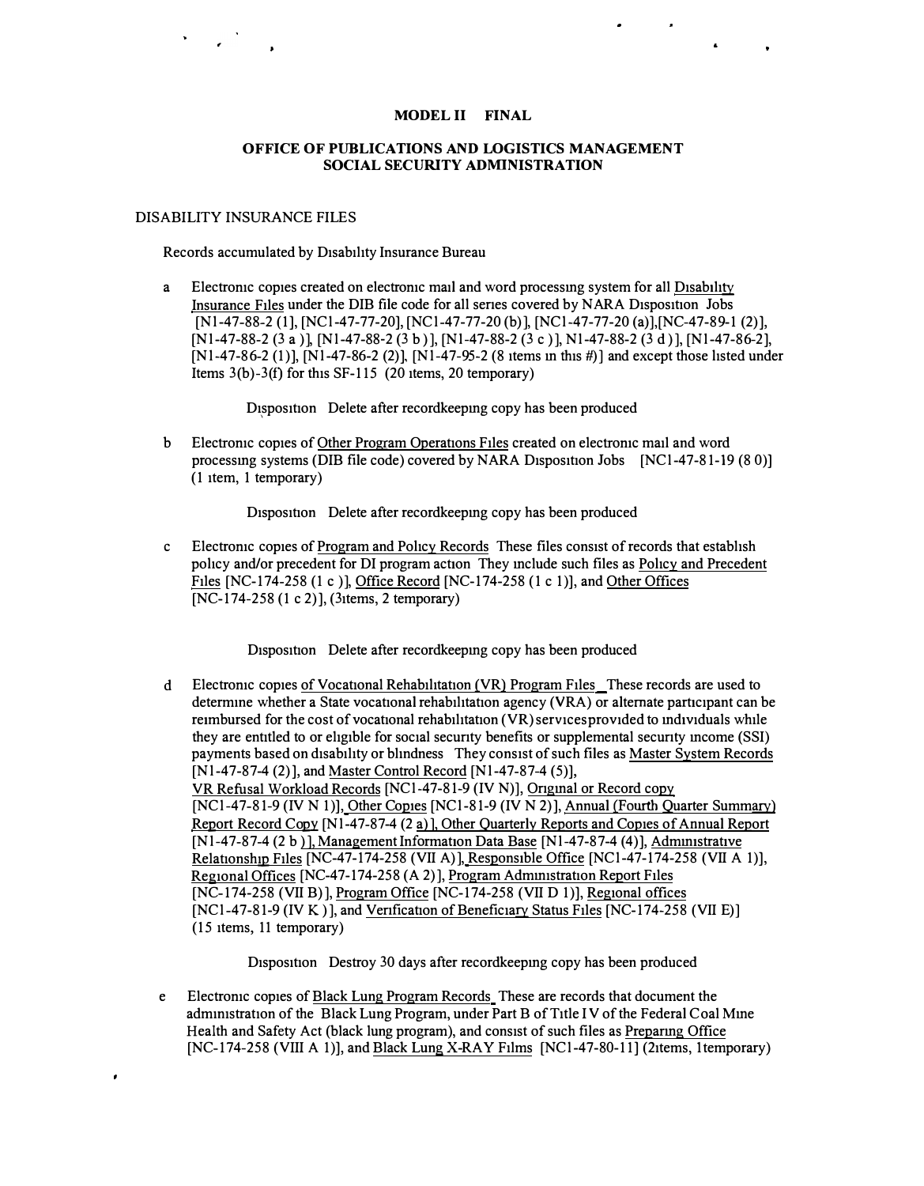**MODEL II FINAL**

**OFFICE OF PUBLICATIONS AND LOGISTICS MANAGEMENT**
**SOCIAL SECURITY ADMINISTRATION**

DISABILITY INSURANCE FILES

Records accumulated by Disability Insurance Bureau

a Electronic copies created on electronic mail and word processing system for all Disability Insurance Files under the DIB file code for all series covered by NARA Disposition Jobs [N1-47-88-2 (1], [NC1-47-77-20], [NC1-47-77-20 (b)], [NC1-47-77-20 (a)],[NC-47-89-1 (2)], [N1-47-88-2 (3 a )], [N1-47-88-2 (3 b )], [N1-47-88-2 (3 c )], N1-47-88-2 (3 d )], [N1-47-86-2], [N1-47-86-2 (1)], [N1-47-86-2 (2)], [N1-47-95-2 (8 items in this #)] and except those listed under Items 3(b)-3(f) for this SF-115 (20 items, 20 temporary)

Disposition Delete after recordkeeping copy has been produced

b Electronic copies of Other Program Operations Files created on electronic mail and word processing systems (DIB file code) covered by NARA Disposition Jobs [NC1-47-81-19 (8 0)] (1 item, 1 temporary)

Disposition Delete after recordkeeping copy has been produced

c Electronic copies of Program and Policy Records These files consist of records that establish policy and/or precedent for DI program action They include such files as Policy and Precedent Files [NC-174-258 (1 c )], Office Record [NC-174-258 (1 c 1)], and Other Offices [NC-174-258 (1 c 2)], (3items, 2 temporary)

Disposition Delete after recordkeeping copy has been produced

d Electronic copies of Vocational Rehabilitation (VR) Program Files These records are used to determine whether a State vocational rehabilitation agency (VRA) or alternate participant can be reimbursed for the cost of vocational rehabilitation (VR) services provided to individuals while they are entitled to or eligible for social security benefits or supplemental security income (SSI) payments based on disability or blindness They consist of such files as Master System Records [N1-47-87-4 (2)], and Master Control Record [N1-47-87-4 (5)], VR Refusal Workload Records [NC1-47-81-9 (IV N)], Original or Record copy [NC1-47-81-9 (IV N 1)], Other Copies [NC1-81-9 (IV N 2)], Annual (Fourth Quarter Summary) Report Record Copy [N1-47-87-4 (2 a)], Other Quarterly Reports and Copies of Annual Report [N1-47-87-4 (2 b )], Management Information Data Base [N1-47-87-4 (4)], Administrative Relationship Files [NC-47-174-258 (VII A)], Responsible Office [NC1-47-174-258 (VII A 1)], Regional Offices [NC-47-174-258 (A 2)], Program Administration Report Files [NC-174-258 (VII B)], Program Office [NC-174-258 (VII D 1)], Regional offices [NC1-47-81-9 (IV K )], and Verification of Beneficiary Status Files [NC-174-258 (VII E)] (15 items, 11 temporary)

Disposition Destroy 30 days after recordkeeping copy has been produced

e Electronic copies of Black Lung Program Records These are records that document the administration of the Black Lung Program, under Part B of Title IV of the Federal Coal Mine Health and Safety Act (black lung program), and consist of such files as Preparing Office [NC-174-258 (VIII A 1)], and Black Lung X-RAY Films [NC1-47-80-11] (2items, 1temporary)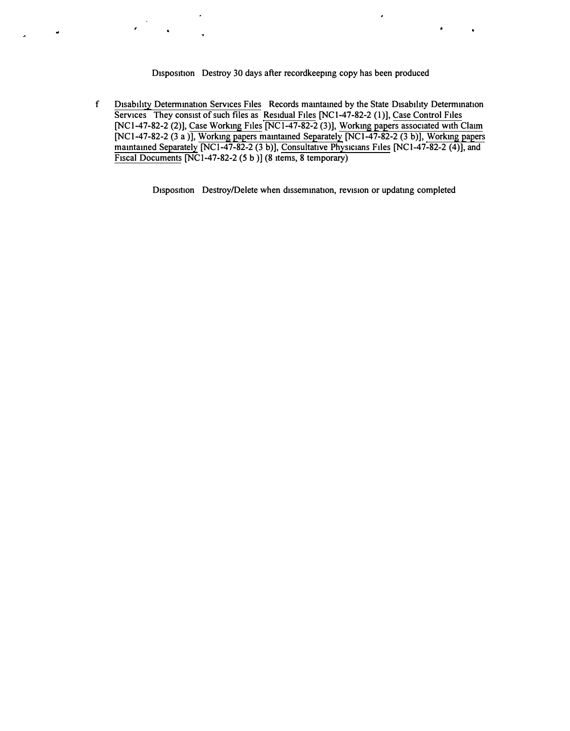Disposition Destroy 30 days after recordkeeping copy has been produced

f Disability Determination Services Files Records maintained by the State Disability Determination Services They consist of such files as Residual Files [NC1-47-82-2 (1)], Case Control Files [NC1-47-82-2 (2)], Case Working Files [NC1-47-82-2 (3)], Working papers associated with Claim [NC1-47-82-2 (3 a )], Working papers maintained Separately [NC1-47-82-2 (3 b)], Working papers maintained Separately [NC1-47-82-2 (3 b)], Consultative Physicians Files [NC1-47-82-2 (4)], and Fiscal Documents [NC1-47-82-2 (5 b )] (8 items, 8 temporary)

Disposition Destroy/Delete when dissemination, revision or updating completed